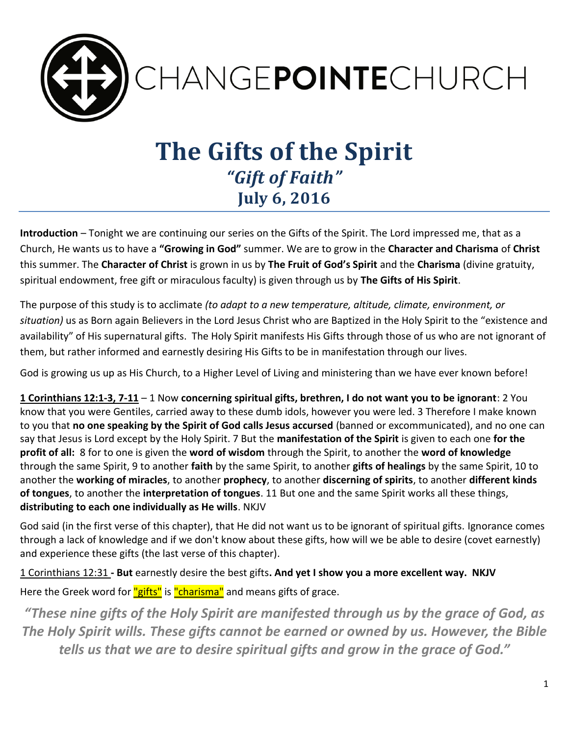CHANGE**POINTE**CHURCH

# The Gifts of the Spirit

## *"Gift of Faith"*

## July 6, 2016

**Introduction** – Tonight we are continuing our series on the Gifts of the Spirit. The Lord impressed me, that as a Church, He wants us to have a **"Growing in God"** summer. We are to grow in the **Character and Charisma** of **Christ** this summer. The **Character of Christ** is grown in us by **The Fruit of God's Spirit** and the **Charisma** (divine gratuity, spiritual endowment, free gift or miraculous faculty) is given through us by **The Gifts of His Spirit**.

The purpose of this study is to acclimate *(to adapt to a new temperature, altitude, climate, environment, or situation)* us as Born again Believers in the Lord Jesus Christ who are Baptized in the Holy Spirit to the "existence and availability" of His supernatural gifts. The Holy Spirit manifests His Gifts through those of us who are not ignorant of them, but rather informed and earnestly desiring His Gifts to be in manifestation through our lives.

God is growing us up as His Church, to a Higher Level of Living and ministering than we have ever known before!

**1 Corinthians 12:1-3, 7-11** – 1 Now **concerning spiritual gifts, brethren, I do not want you to be ignorant**: 2 You know that you were Gentiles, carried away to these dumb idols, however you were led. 3 Therefore I make known to you that **no one speaking by the Spirit of God calls Jesus accursed** (banned or excommunicated), and no one can say that Jesus is Lord except by the Holy Spirit. 7 But the **manifestation of the Spirit** is given to each one **for the profit of all:** 8 for to one is given the **word of wisdom** through the Spirit, to another the **word of knowledge** through the same Spirit, 9 to another **faith** by the same Spirit, to another **gifts of healings** by the same Spirit, 10 to another the **working of miracles**, to another **prophecy**, to another **discerning of spirits**, to another **different kinds of tongues**, to another the **interpretation of tongues**. 11 But one and the same Spirit works all these things, **distributing to each one individually as He wills**. NKJV

God said (in the first verse of this chapter), that He did not want us to be ignorant of spiritual gifts. Ignorance comes through a lack of knowledge and if we don't know about these gifts, how will we be able to desire (covet earnestly) and experience these gifts (the last verse of this chapter).

1 Corinthians 12:31 **- But** earnestly desire the best gifts**. And yet I show you a more excellent way. NKJV**

Here the Greek word for "gifts" is "charisma" and means gifts of grace.

***"These nine gifts of the Holy Spirit are manifested through us by the grace of God, as The Holy Spirit wills. These gifts cannot be earned or owned by us. However, the Bible tells us that we are to desire spiritual gifts and grow in the grace of God."***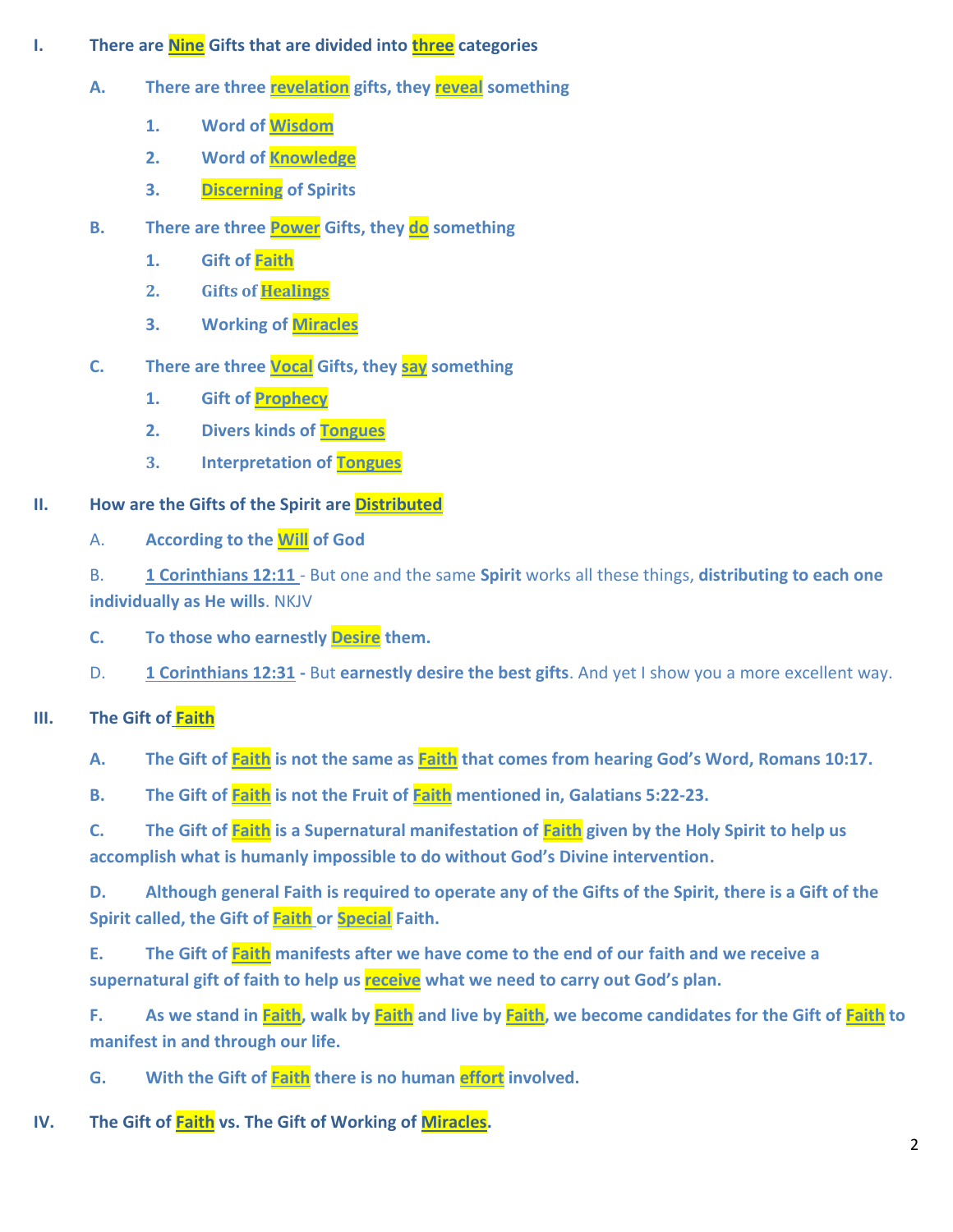I. **There are Nine Gifts that are divided into three categories**

   A. **There are three revelation gifts, they reveal something**

      1. **Word of Wisdom**
      2. **Word of Knowledge**
      3. **Discerning of Spirits**

   B. **There are three Power Gifts, they do something**

      1. **Gift of Faith**
      2. **Gifts of Healings**
      3. **Working of Miracles**

   C. **There are three Vocal Gifts, they say something**

      1. **Gift of Prophecy**
      2. **Divers kinds of Tongues**
      3. **Interpretation of Tongues**

II. **How are the Gifts of the Spirit are Distributed**

   A. **According to the Will of God**

   B. **1 Corinthians 12:11** - But one and the same **Spirit** works all these things, **distributing to each one individually as He wills**. NKJV

   C. **To those who earnestly Desire them.**

   D. **1 Corinthians 12:31 -** But **earnestly desire the best gifts**. And yet I show you a more excellent way.

III. **The Gift of Faith**

   A. **The Gift of Faith is not the same as Faith that comes from hearing God's Word, Romans 10:17.**

   B. **The Gift of Faith is not the Fruit of Faith mentioned in, Galatians 5:22-23.**

   C. **The Gift of Faith is a Supernatural manifestation of Faith given by the Holy Spirit to help us accomplish what is humanly impossible to do without God's Divine intervention.**

   D. **Although general Faith is required to operate any of the Gifts of the Spirit, there is a Gift of the Spirit called, the Gift of Faith or Special Faith.**

   E. **The Gift of Faith manifests after we have come to the end of our faith and we receive a supernatural gift of faith to help us receive what we need to carry out God's plan.**

   F. **As we stand in Faith, walk by Faith and live by Faith, we become candidates for the Gift of Faith to manifest in and through our life.**

   G. **With the Gift of Faith there is no human effort involved.**

IV. **The Gift of Faith vs. The Gift of Working of Miracles.**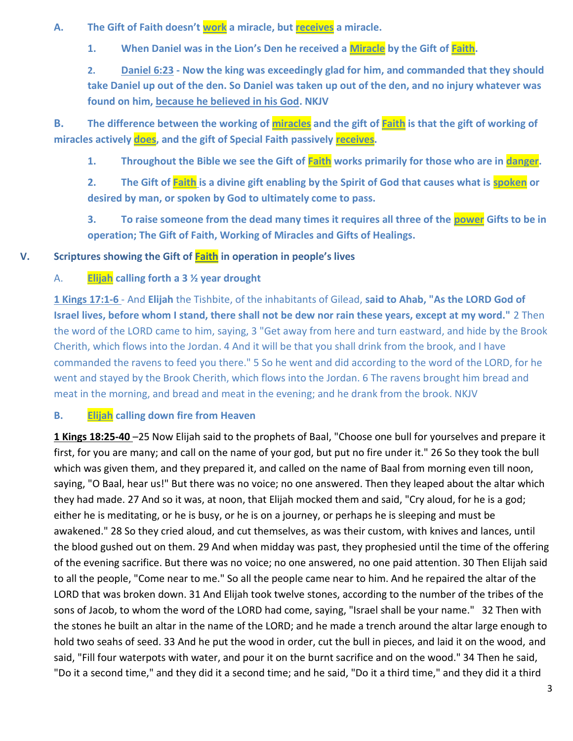**A. The Gift of Faith doesn't work a miracle, but receives a miracle.**

**1. When Daniel was in the Lion's Den he received a Miracle by the Gift of Faith.**

**2. Daniel 6:23 - Now the king was exceedingly glad for him, and commanded that they should take Daniel up out of the den. So Daniel was taken up out of the den, and no injury whatever was found on him, because he believed in his God. NKJV**

**B. The difference between the working of miracles and the gift of Faith is that the gift of working of miracles actively does, and the gift of Special Faith passively receives.**

**1. Throughout the Bible we see the Gift of Faith works primarily for those who are in danger.**

**2. The Gift of Faith is a divine gift enabling by the Spirit of God that causes what is spoken or desired by man, or spoken by God to ultimately come to pass.**

**3. To raise someone from the dead many times it requires all three of the power Gifts to be in operation; The Gift of Faith, Working of Miracles and Gifts of Healings.**

## V. Scriptures showing the Gift of Faith in operation in people's lives

### A. Elijah calling forth a 3 ½ year drought

1 Kings 17:1-6 - And **Elijah** the Tishbite, of the inhabitants of Gilead, **said to Ahab, "As the LORD God of Israel lives, before whom I stand, there shall not be dew nor rain these years, except at my word."** 2 Then the word of the LORD came to him, saying, 3 "Get away from here and turn eastward, and hide by the Brook Cherith, which flows into the Jordan. 4 And it will be that you shall drink from the brook, and I have commanded the ravens to feed you there." 5 So he went and did according to the word of the LORD, for he went and stayed by the Brook Cherith, which flows into the Jordan. 6 The ravens brought him bread and meat in the morning, and bread and meat in the evening; and he drank from the brook. NKJV

### B. Elijah calling down fire from Heaven

**1 Kings 18:25-40** –25 Now Elijah said to the prophets of Baal, "Choose one bull for yourselves and prepare it first, for you are many; and call on the name of your god, but put no fire under it." 26 So they took the bull which was given them, and they prepared it, and called on the name of Baal from morning even till noon, saying, "O Baal, hear us!" But there was no voice; no one answered. Then they leaped about the altar which they had made. 27 And so it was, at noon, that Elijah mocked them and said, "Cry aloud, for he is a god; either he is meditating, or he is busy, or he is on a journey, or perhaps he is sleeping and must be awakened." 28 So they cried aloud, and cut themselves, as was their custom, with knives and lances, until the blood gushed out on them. 29 And when midday was past, they prophesied until the time of the offering of the evening sacrifice. But there was no voice; no one answered, no one paid attention. 30 Then Elijah said to all the people, "Come near to me." So all the people came near to him. And he repaired the altar of the LORD that was broken down. 31 And Elijah took twelve stones, according to the number of the tribes of the sons of Jacob, to whom the word of the LORD had come, saying, "Israel shall be your name." 32 Then with the stones he built an altar in the name of the LORD; and he made a trench around the altar large enough to hold two seahs of seed. 33 And he put the wood in order, cut the bull in pieces, and laid it on the wood, and said, "Fill four waterpots with water, and pour it on the burnt sacrifice and on the wood." 34 Then he said, "Do it a second time," and they did it a second time; and he said, "Do it a third time," and they did it a third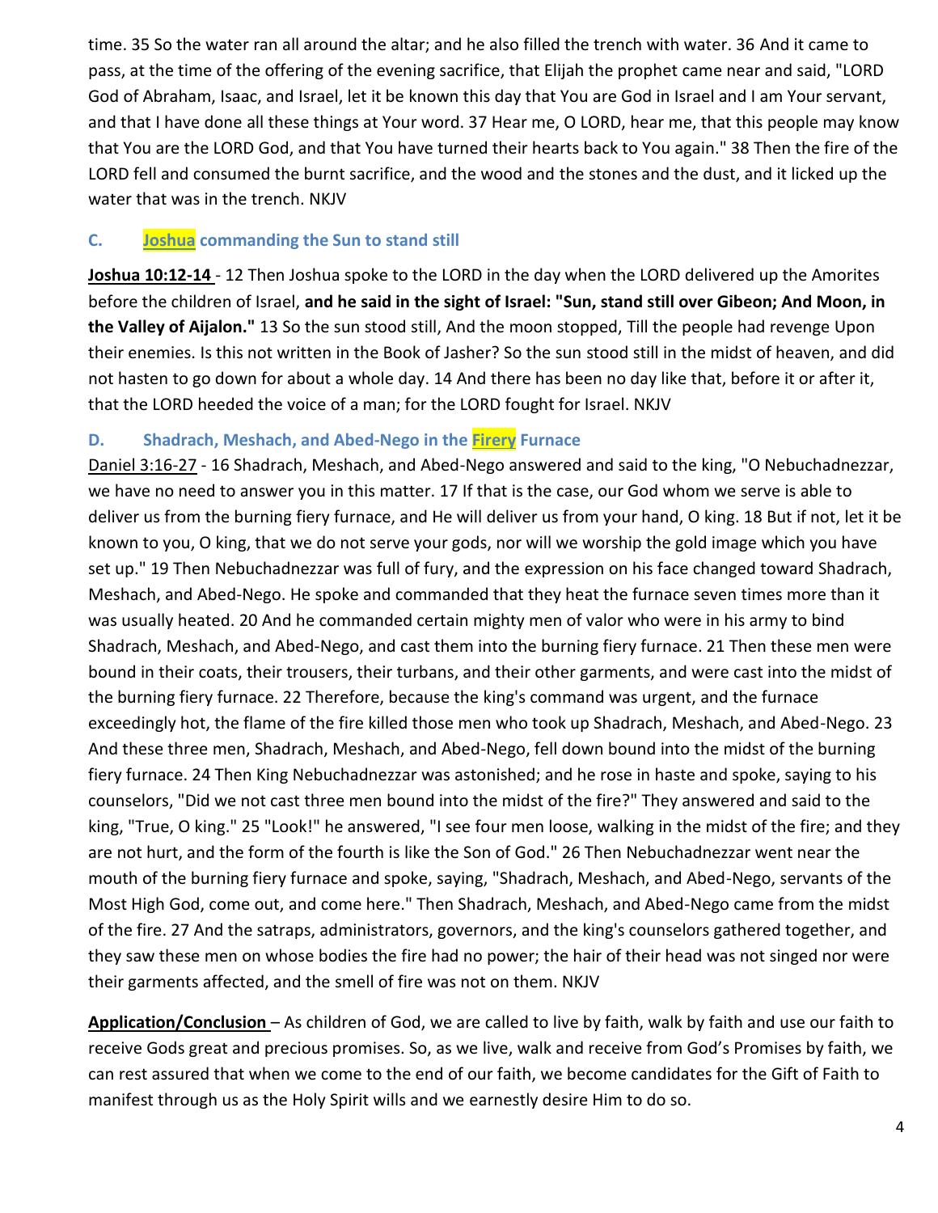time. 35 So the water ran all around the altar; and he also filled the trench with water. 36 And it came to pass, at the time of the offering of the evening sacrifice, that Elijah the prophet came near and said, "LORD God of Abraham, Isaac, and Israel, let it be known this day that You are God in Israel and I am Your servant, and that I have done all these things at Your word. 37 Hear me, O LORD, hear me, that this people may know that You are the LORD God, and that You have turned their hearts back to You again." 38 Then the fire of the LORD fell and consumed the burnt sacrifice, and the wood and the stones and the dust, and it licked up the water that was in the trench. NKJV

### C. Joshua commanding the Sun to stand still

**Joshua 10:12-14** - 12 Then Joshua spoke to the LORD in the day when the LORD delivered up the Amorites before the children of Israel, **and he said in the sight of Israel: "Sun, stand still over Gibeon; And Moon, in the Valley of Aijalon."** 13 So the sun stood still, And the moon stopped, Till the people had revenge Upon their enemies. Is this not written in the Book of Jasher? So the sun stood still in the midst of heaven, and did not hasten to go down for about a whole day. 14 And there has been no day like that, before it or after it, that the LORD heeded the voice of a man; for the LORD fought for Israel. NKJV

### D. Shadrach, Meshach, and Abed-Nego in the Firery Furnace

Daniel 3:16-27 - 16 Shadrach, Meshach, and Abed-Nego answered and said to the king, "O Nebuchadnezzar, we have no need to answer you in this matter. 17 If that is the case, our God whom we serve is able to deliver us from the burning fiery furnace, and He will deliver us from your hand, O king. 18 But if not, let it be known to you, O king, that we do not serve your gods, nor will we worship the gold image which you have set up." 19 Then Nebuchadnezzar was full of fury, and the expression on his face changed toward Shadrach, Meshach, and Abed-Nego. He spoke and commanded that they heat the furnace seven times more than it was usually heated. 20 And he commanded certain mighty men of valor who were in his army to bind Shadrach, Meshach, and Abed-Nego, and cast them into the burning fiery furnace. 21 Then these men were bound in their coats, their trousers, their turbans, and their other garments, and were cast into the midst of the burning fiery furnace. 22 Therefore, because the king's command was urgent, and the furnace exceedingly hot, the flame of the fire killed those men who took up Shadrach, Meshach, and Abed-Nego. 23 And these three men, Shadrach, Meshach, and Abed-Nego, fell down bound into the midst of the burning fiery furnace. 24 Then King Nebuchadnezzar was astonished; and he rose in haste and spoke, saying to his counselors, "Did we not cast three men bound into the midst of the fire?" They answered and said to the king, "True, O king." 25 "Look!" he answered, "I see four men loose, walking in the midst of the fire; and they are not hurt, and the form of the fourth is like the Son of God." 26 Then Nebuchadnezzar went near the mouth of the burning fiery furnace and spoke, saying, "Shadrach, Meshach, and Abed-Nego, servants of the Most High God, come out, and come here." Then Shadrach, Meshach, and Abed-Nego came from the midst of the fire. 27 And the satraps, administrators, governors, and the king's counselors gathered together, and they saw these men on whose bodies the fire had no power; the hair of their head was not singed nor were their garments affected, and the smell of fire was not on them. NKJV

**Application/Conclusion** – As children of God, we are called to live by faith, walk by faith and use our faith to receive Gods great and precious promises. So, as we live, walk and receive from God's Promises by faith, we can rest assured that when we come to the end of our faith, we become candidates for the Gift of Faith to manifest through us as the Holy Spirit wills and we earnestly desire Him to do so.